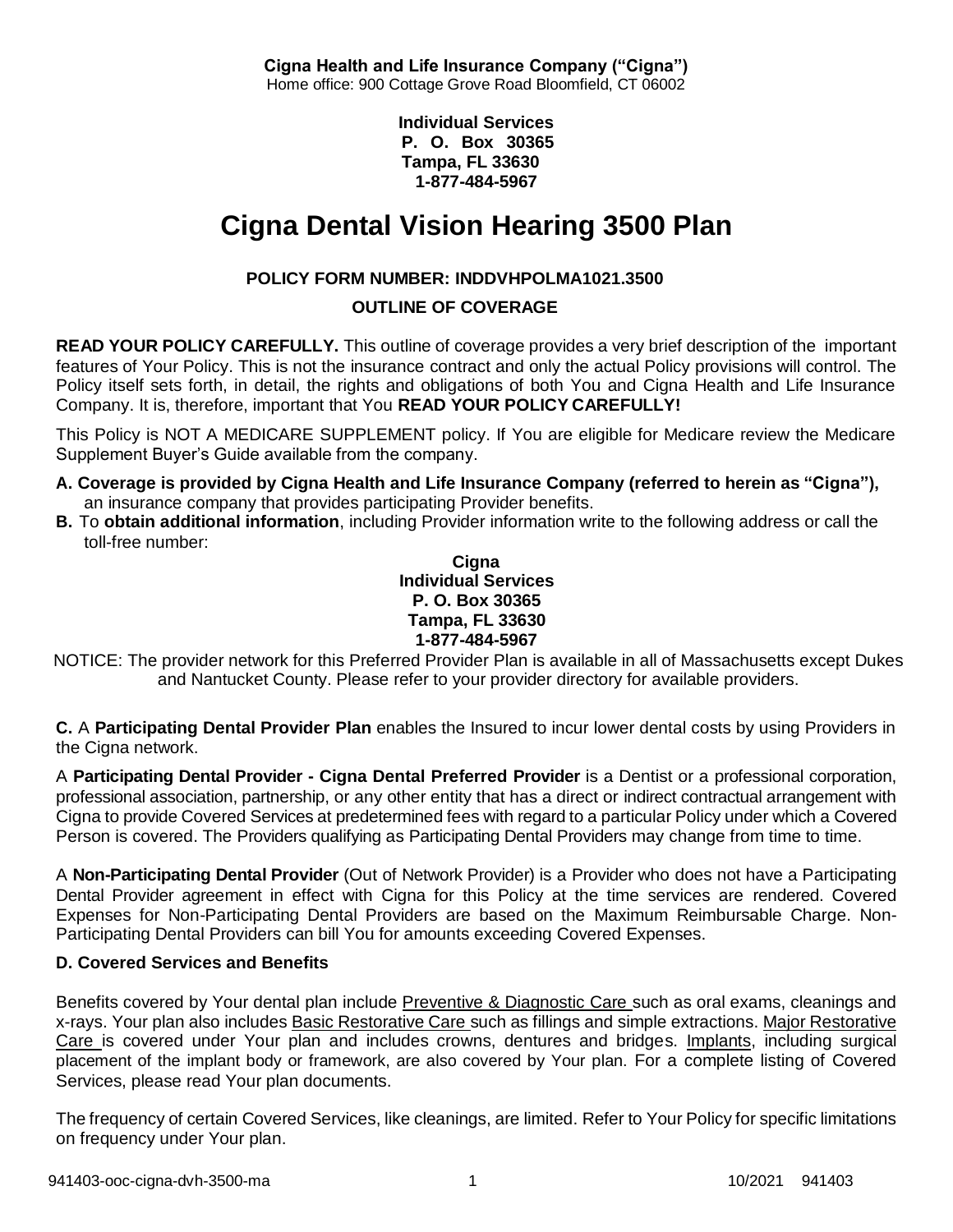**Cigna Health and Life Insurance Company ("Cigna")**
Home office: 900 Cottage Grove Road Bloomfield, CT 06002

**Individual Services**
**P. O. Box 30365**
**Tampa, FL 33630**
**1-877-484-5967**

# Cigna Dental Vision Hearing 3500 Plan

**POLICY FORM NUMBER: INDDVHPOLMA1021.3500**

**OUTLINE OF COVERAGE**

**READ YOUR POLICY CAREFULLY.** This outline of coverage provides a very brief description of the important features of Your Policy. This is not the insurance contract and only the actual Policy provisions will control. The Policy itself sets forth, in detail, the rights and obligations of both You and Cigna Health and Life Insurance Company. It is, therefore, important that You **READ YOUR POLICY CAREFULLY!**

This Policy is NOT A MEDICARE SUPPLEMENT policy. If You are eligible for Medicare review the Medicare Supplement Buyer's Guide available from the company.

**A. Coverage is provided by Cigna Health and Life Insurance Company (referred to herein as "Cigna"),** an insurance company that provides participating Provider benefits.

**B.** To **obtain additional information**, including Provider information write to the following address or call the toll-free number:

**Cigna**
**Individual Services**
**P. O. Box 30365**
**Tampa, FL 33630**
**1-877-484-5967**

NOTICE: The provider network for this Preferred Provider Plan is available in all of Massachusetts except Dukes and Nantucket County. Please refer to your provider directory for available providers.

**C.** A **Participating Dental Provider Plan** enables the Insured to incur lower dental costs by using Providers in the Cigna network.

A **Participating Dental Provider - Cigna Dental Preferred Provider** is a Dentist or a professional corporation, professional association, partnership, or any other entity that has a direct or indirect contractual arrangement with Cigna to provide Covered Services at predetermined fees with regard to a particular Policy under which a Covered Person is covered. The Providers qualifying as Participating Dental Providers may change from time to time.

A **Non-Participating Dental Provider** (Out of Network Provider) is a Provider who does not have a Participating Dental Provider agreement in effect with Cigna for this Policy at the time services are rendered. Covered Expenses for Non-Participating Dental Providers are based on the Maximum Reimbursable Charge. Non-Participating Dental Providers can bill You for amounts exceeding Covered Expenses.

**D. Covered Services and Benefits**

Benefits covered by Your dental plan include Preventive & Diagnostic Care such as oral exams, cleanings and x-rays. Your plan also includes Basic Restorative Care such as fillings and simple extractions. Major Restorative Care is covered under Your plan and includes crowns, dentures and bridges. Implants, including surgical placement of the implant body or framework, are also covered by Your plan. For a complete listing of Covered Services, please read Your plan documents.

The frequency of certain Covered Services, like cleanings, are limited. Refer to Your Policy for specific limitations on frequency under Your plan.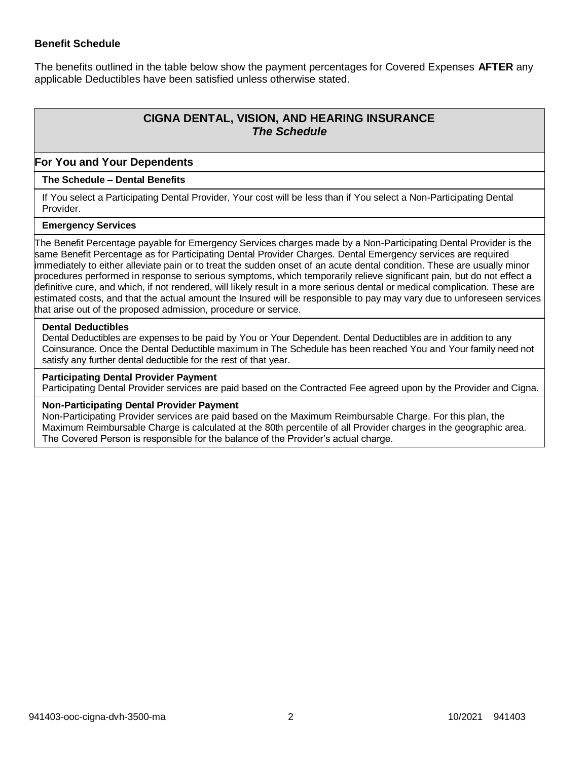### Benefit Schedule

The benefits outlined in the table below show the payment percentages for Covered Expenses **AFTER** any applicable Deductibles have been satisfied unless otherwise stated.

## CIGNA DENTAL, VISION, AND HEARING INSURANCE
### *The Schedule*

**For You and Your Dependents**

**The Schedule – Dental Benefits**

If You select a Participating Dental Provider, Your cost will be less than if You select a Non-Participating Dental Provider.

**Emergency Services**

The Benefit Percentage payable for Emergency Services charges made by a Non-Participating Dental Provider is the same Benefit Percentage as for Participating Dental Provider Charges. Dental Emergency services are required immediately to either alleviate pain or to treat the sudden onset of an acute dental condition. These are usually minor procedures performed in response to serious symptoms, which temporarily relieve significant pain, but do not effect a definitive cure, and which, if not rendered, will likely result in a more serious dental or medical complication. These are estimated costs, and that the actual amount the Insured will be responsible to pay may vary due to unforeseen services that arise out of the proposed admission, procedure or service.

**Dental Deductibles**
Dental Deductibles are expenses to be paid by You or Your Dependent. Dental Deductibles are in addition to any Coinsurance. Once the Dental Deductible maximum in The Schedule has been reached You and Your family need not satisfy any further dental deductible for the rest of that year.

**Participating Dental Provider Payment**
Participating Dental Provider services are paid based on the Contracted Fee agreed upon by the Provider and Cigna.

**Non-Participating Dental Provider Payment**
Non-Participating Provider services are paid based on the Maximum Reimbursable Charge. For this plan, the Maximum Reimbursable Charge is calculated at the 80th percentile of all Provider charges in the geographic area. The Covered Person is responsible for the balance of the Provider's actual charge.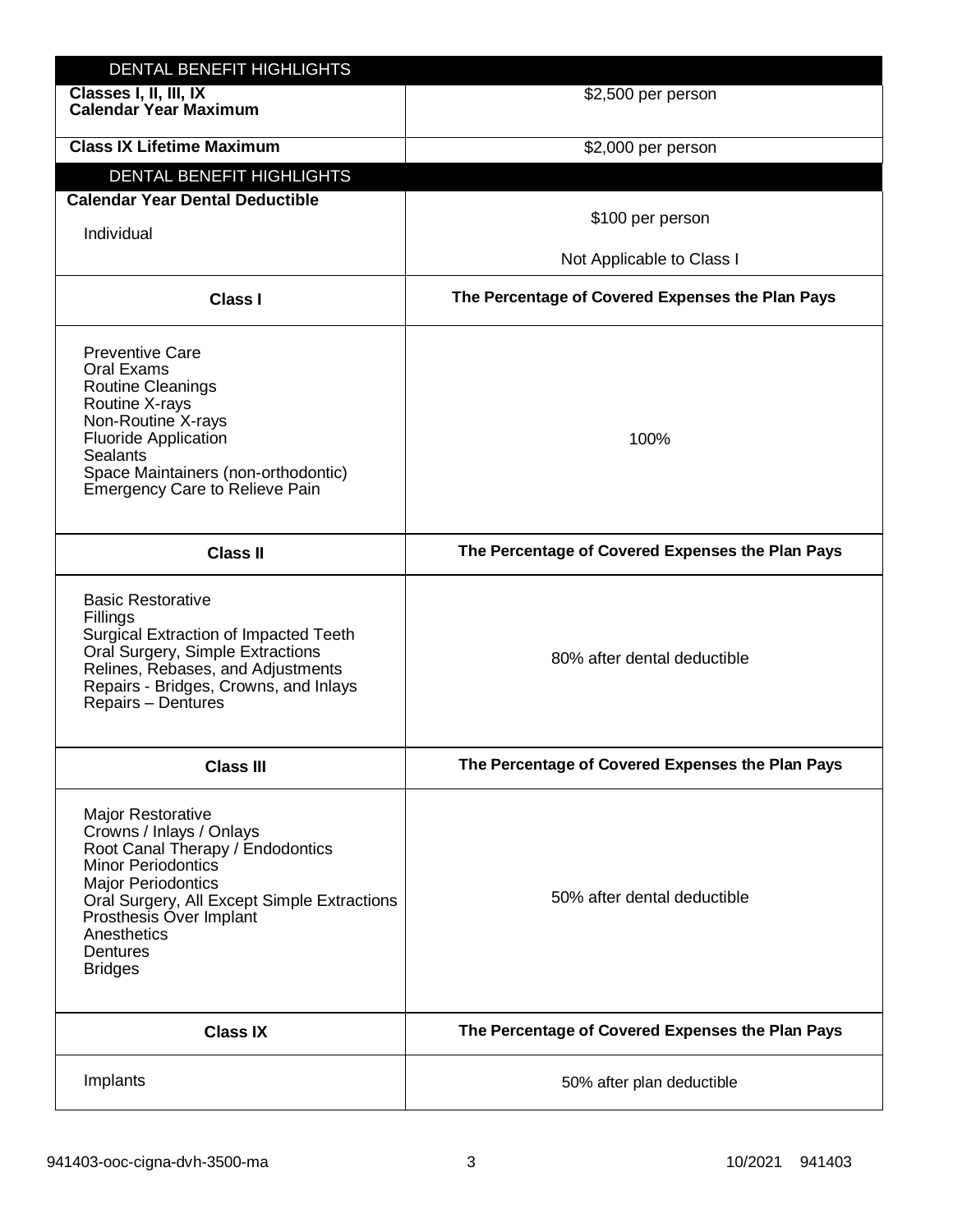| DENTAL BENEFIT HIGHLIGHTS | |
|---|---|
| **Classes I, II, III, IX Calendar Year Maximum** | $2,500 per person |
| **Class IX Lifetime Maximum** | $2,000 per person |

| DENTAL BENEFIT HIGHLIGHTS | |
|---|---|
| **Calendar Year Dental Deductible**<br>Individual | $100 per person<br><br>Not Applicable to Class I |
| **Class I** | **The Percentage of Covered Expenses the Plan Pays** |
| Preventive Care<br>Oral Exams<br>Routine Cleanings<br>Routine X-rays<br>Non-Routine X-rays<br>Fluoride Application<br>Sealants<br>Space Maintainers (non-orthodontic)<br>Emergency Care to Relieve Pain | 100% |
| **Class II** | **The Percentage of Covered Expenses the Plan Pays** |
| Basic Restorative<br>Fillings<br>Surgical Extraction of Impacted Teeth<br>Oral Surgery, Simple Extractions<br>Relines, Rebases, and Adjustments<br>Repairs - Bridges, Crowns, and Inlays<br>Repairs – Dentures | 80% after dental deductible |
| **Class III** | **The Percentage of Covered Expenses the Plan Pays** |
| Major Restorative<br>Crowns / Inlays / Onlays<br>Root Canal Therapy / Endodontics<br>Minor Periodontics<br>Major Periodontics<br>Oral Surgery, All Except Simple Extractions<br>Prosthesis Over Implant<br>Anesthetics<br>Dentures<br>Bridges | 50% after dental deductible |
| **Class IX** | **The Percentage of Covered Expenses the Plan Pays** |
| Implants | 50% after plan deductible |

941403-ooc-cigna-dvh-3500-ma 10/2021 941403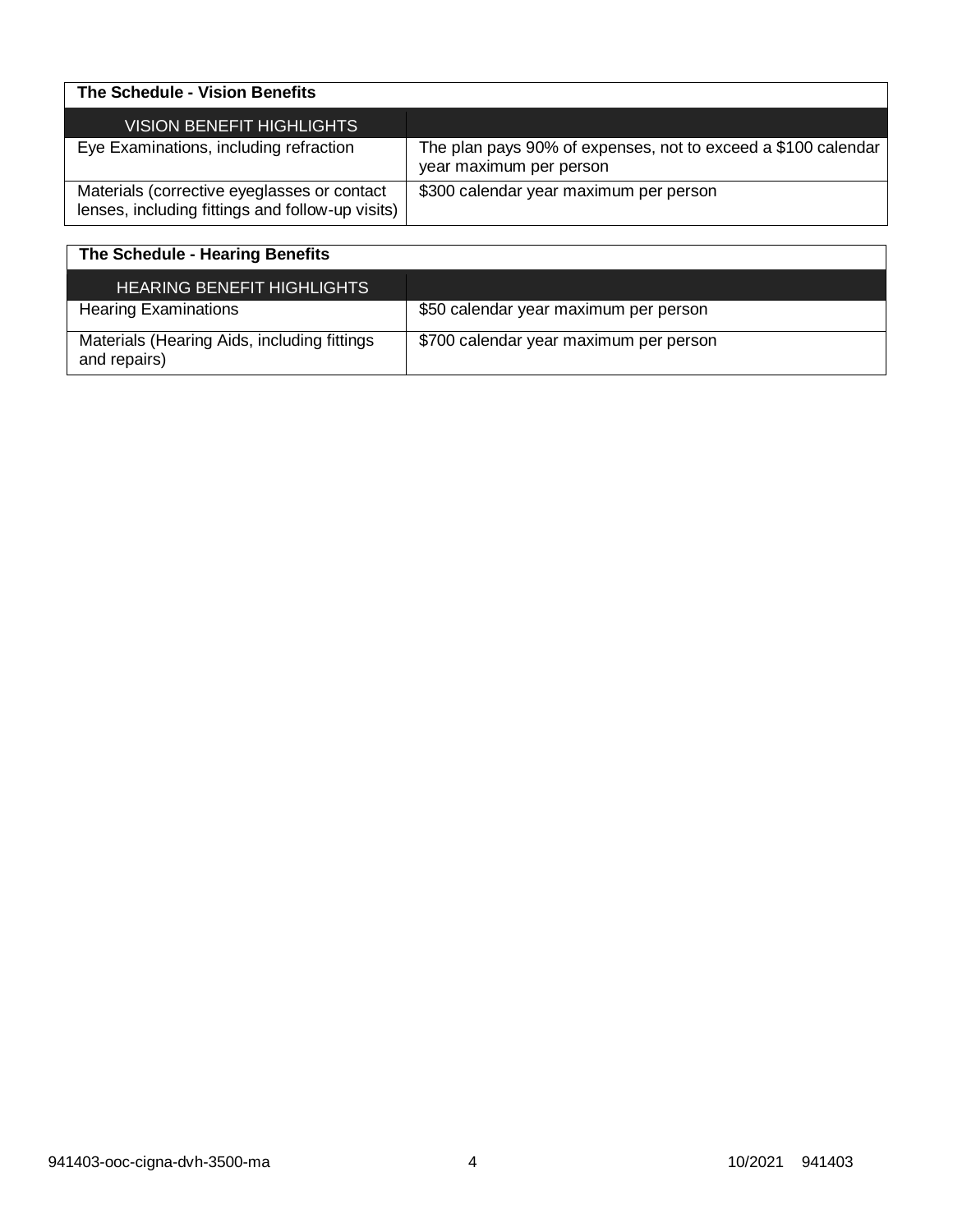| The Schedule - Vision Benefits | |
|---|---|
| VISION BENEFIT HIGHLIGHTS | |
| Eye Examinations, including refraction | The plan pays 90% of expenses, not to exceed a $100 calendar year maximum per person |
| Materials (corrective eyeglasses or contact lenses, including fittings and follow-up visits) | $300 calendar year maximum per person |

| The Schedule - Hearing Benefits | |
|---|---|
| HEARING BENEFIT HIGHLIGHTS | |
| Hearing Examinations | $50 calendar year maximum per person |
| Materials (Hearing Aids, including fittings and repairs) | $700 calendar year maximum per person |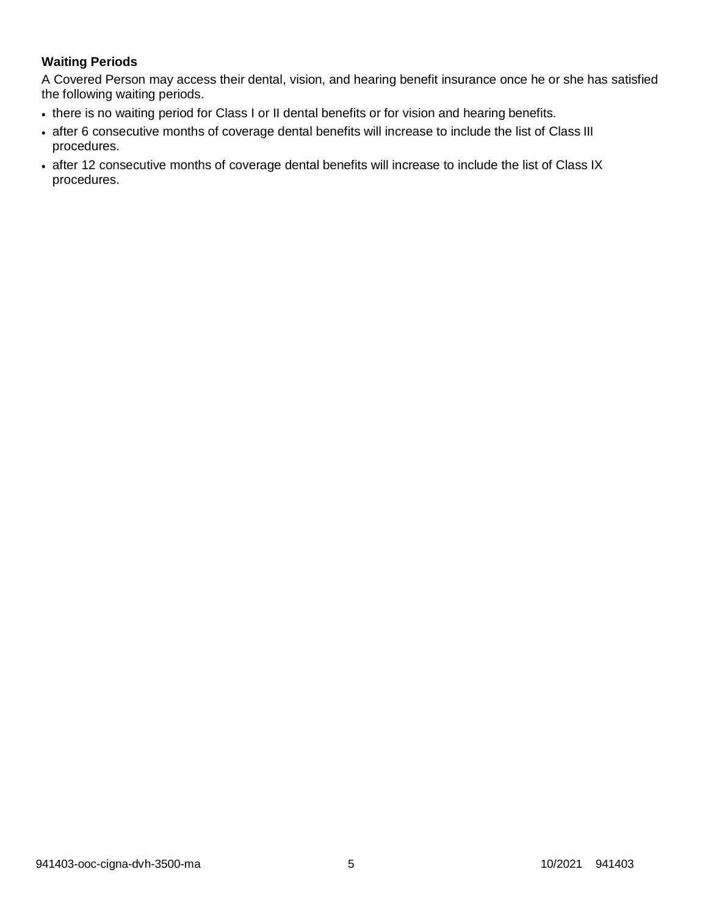**Waiting Periods**

A Covered Person may access their dental, vision, and hearing benefit insurance once he or she has satisfied the following waiting periods.

- there is no waiting period for Class I or II dental benefits or for vision and hearing benefits.
- after 6 consecutive months of coverage dental benefits will increase to include the list of Class III procedures.
- after 12 consecutive months of coverage dental benefits will increase to include the list of Class IX procedures.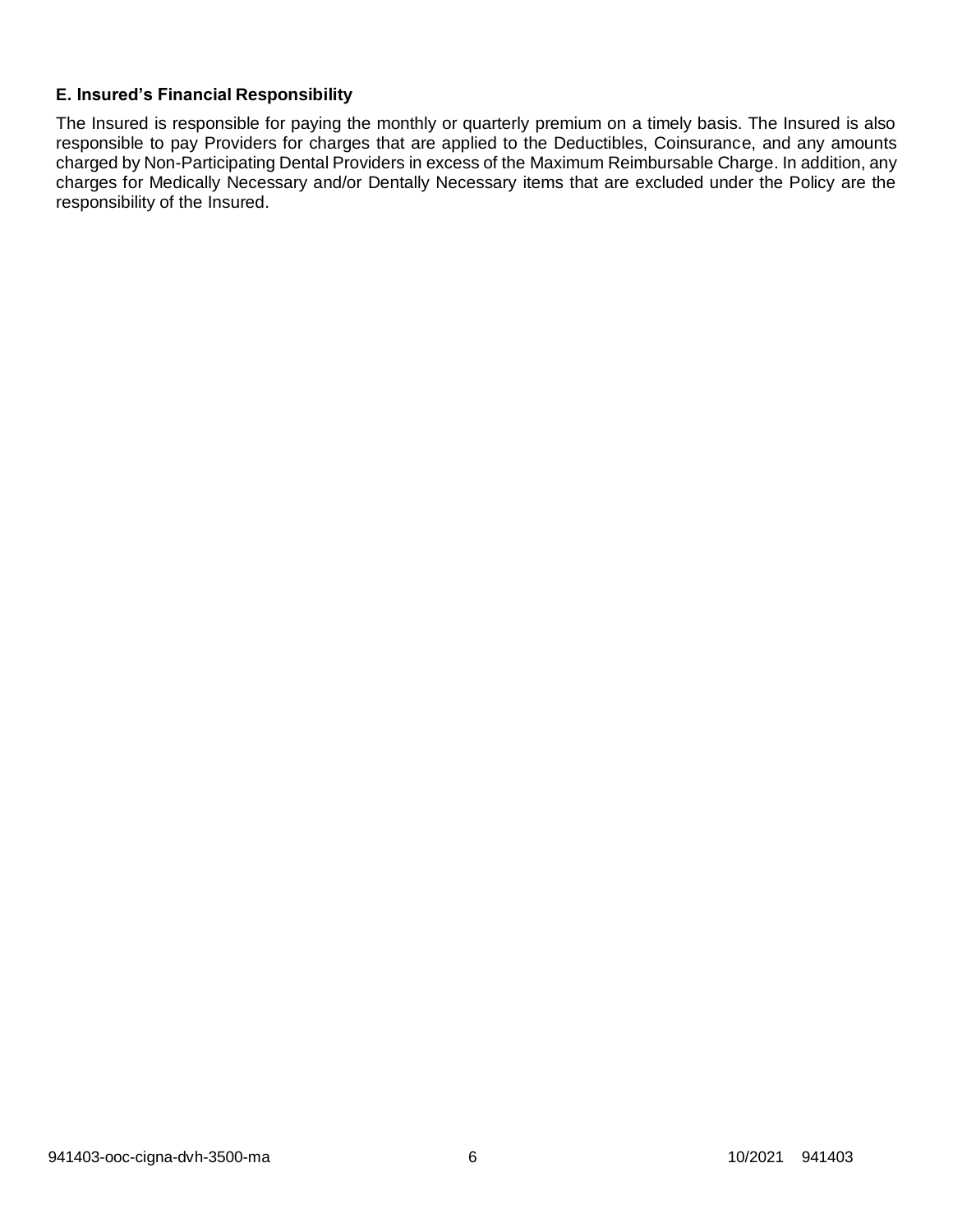**E. Insured's Financial Responsibility**

The Insured is responsible for paying the monthly or quarterly premium on a timely basis. The Insured is also responsible to pay Providers for charges that are applied to the Deductibles, Coinsurance, and any amounts charged by Non-Participating Dental Providers in excess of the Maximum Reimbursable Charge. In addition, any charges for Medically Necessary and/or Dentally Necessary items that are excluded under the Policy are the responsibility of the Insured.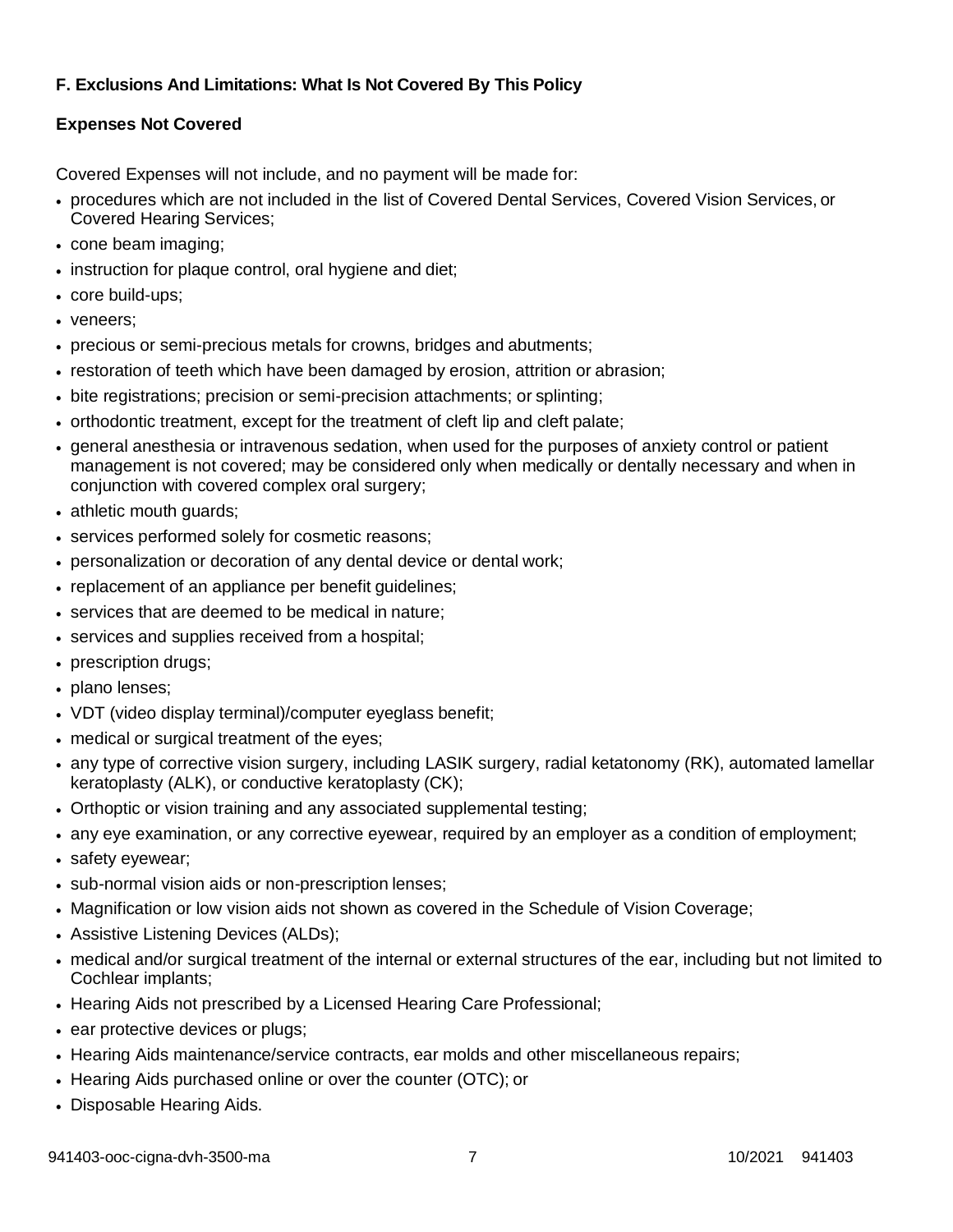**F. Exclusions And Limitations: What Is Not Covered By This Policy**

**Expenses Not Covered**

Covered Expenses will not include, and no payment will be made for:

- procedures which are not included in the list of Covered Dental Services, Covered Vision Services, or Covered Hearing Services;
- cone beam imaging;
- instruction for plaque control, oral hygiene and diet;
- core build-ups;
- veneers;
- precious or semi-precious metals for crowns, bridges and abutments;
- restoration of teeth which have been damaged by erosion, attrition or abrasion;
- bite registrations; precision or semi-precision attachments; or splinting;
- orthodontic treatment, except for the treatment of cleft lip and cleft palate;
- general anesthesia or intravenous sedation, when used for the purposes of anxiety control or patient management is not covered; may be considered only when medically or dentally necessary and when in conjunction with covered complex oral surgery;
- athletic mouth guards;
- services performed solely for cosmetic reasons;
- personalization or decoration of any dental device or dental work;
- replacement of an appliance per benefit guidelines;
- services that are deemed to be medical in nature;
- services and supplies received from a hospital;
- prescription drugs;
- plano lenses;
- VDT (video display terminal)/computer eyeglass benefit;
- medical or surgical treatment of the eyes;
- any type of corrective vision surgery, including LASIK surgery, radial ketatonomy (RK), automated lamellar keratoplasty (ALK), or conductive keratoplasty (CK);
- Orthoptic or vision training and any associated supplemental testing;
- any eye examination, or any corrective eyewear, required by an employer as a condition of employment;
- safety eyewear;
- sub-normal vision aids or non-prescription lenses;
- Magnification or low vision aids not shown as covered in the Schedule of Vision Coverage;
- Assistive Listening Devices (ALDs);
- medical and/or surgical treatment of the internal or external structures of the ear, including but not limited to Cochlear implants;
- Hearing Aids not prescribed by a Licensed Hearing Care Professional;
- ear protective devices or plugs;
- Hearing Aids maintenance/service contracts, ear molds and other miscellaneous repairs;
- Hearing Aids purchased online or over the counter (OTC); or
- Disposable Hearing Aids.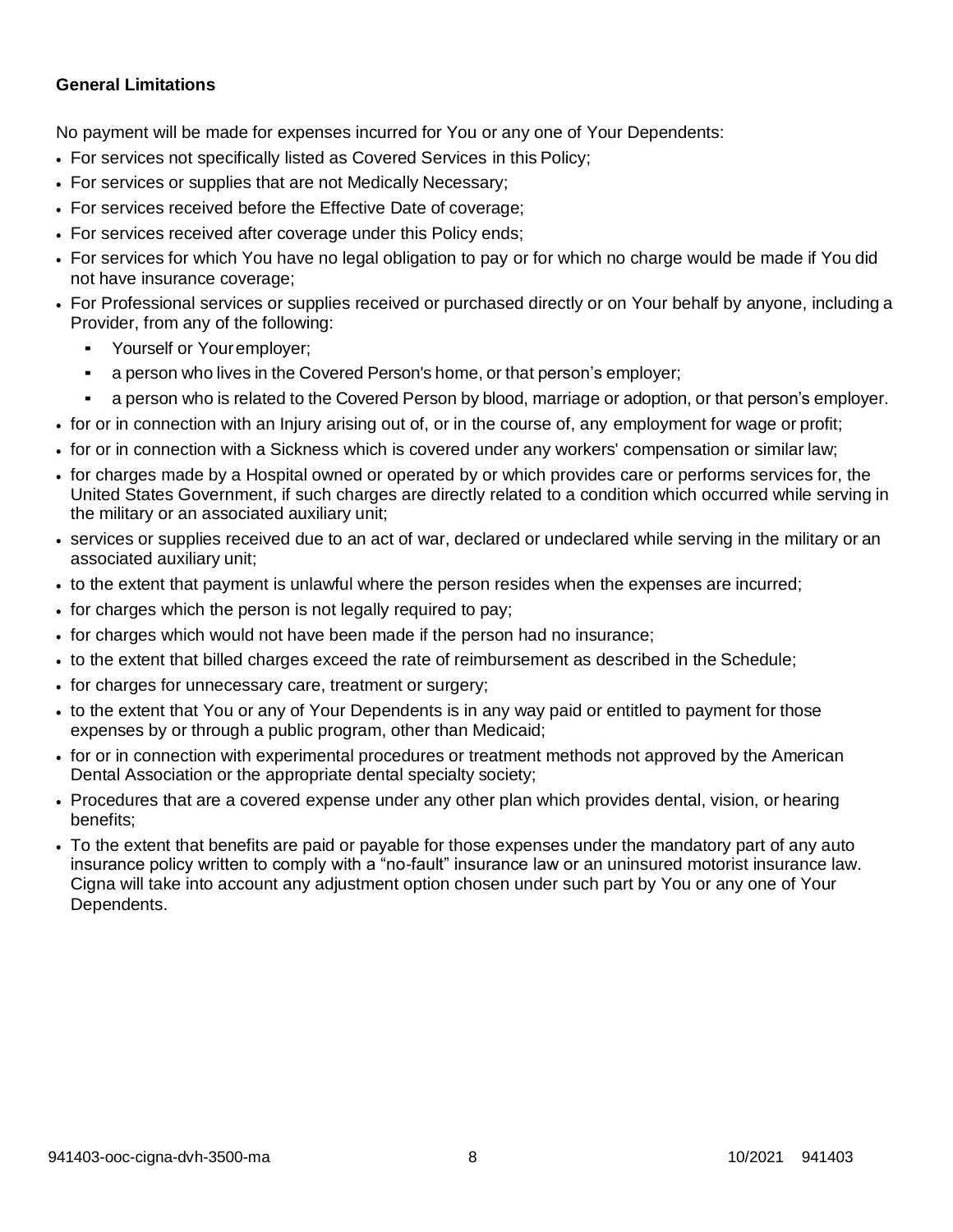**General Limitations**

No payment will be made for expenses incurred for You or any one of Your Dependents:

- For services not specifically listed as Covered Services in this Policy;
- For services or supplies that are not Medically Necessary;
- For services received before the Effective Date of coverage;
- For services received after coverage under this Policy ends;
- For services for which You have no legal obligation to pay or for which no charge would be made if You did not have insurance coverage;
- For Professional services or supplies received or purchased directly or on Your behalf by anyone, including a Provider, from any of the following:
  - Yourself or Your employer;
  - a person who lives in the Covered Person's home, or that person's employer;
  - a person who is related to the Covered Person by blood, marriage or adoption, or that person's employer.
- for or in connection with an Injury arising out of, or in the course of, any employment for wage or profit;
- for or in connection with a Sickness which is covered under any workers' compensation or similar law;
- for charges made by a Hospital owned or operated by or which provides care or performs services for, the United States Government, if such charges are directly related to a condition which occurred while serving in the military or an associated auxiliary unit;
- services or supplies received due to an act of war, declared or undeclared while serving in the military or an associated auxiliary unit;
- to the extent that payment is unlawful where the person resides when the expenses are incurred;
- for charges which the person is not legally required to pay;
- for charges which would not have been made if the person had no insurance;
- to the extent that billed charges exceed the rate of reimbursement as described in the Schedule;
- for charges for unnecessary care, treatment or surgery;
- to the extent that You or any of Your Dependents is in any way paid or entitled to payment for those expenses by or through a public program, other than Medicaid;
- for or in connection with experimental procedures or treatment methods not approved by the American Dental Association or the appropriate dental specialty society;
- Procedures that are a covered expense under any other plan which provides dental, vision, or hearing benefits;
- To the extent that benefits are paid or payable for those expenses under the mandatory part of any auto insurance policy written to comply with a "no-fault" insurance law or an uninsured motorist insurance law. Cigna will take into account any adjustment option chosen under such part by You or any one of Your Dependents.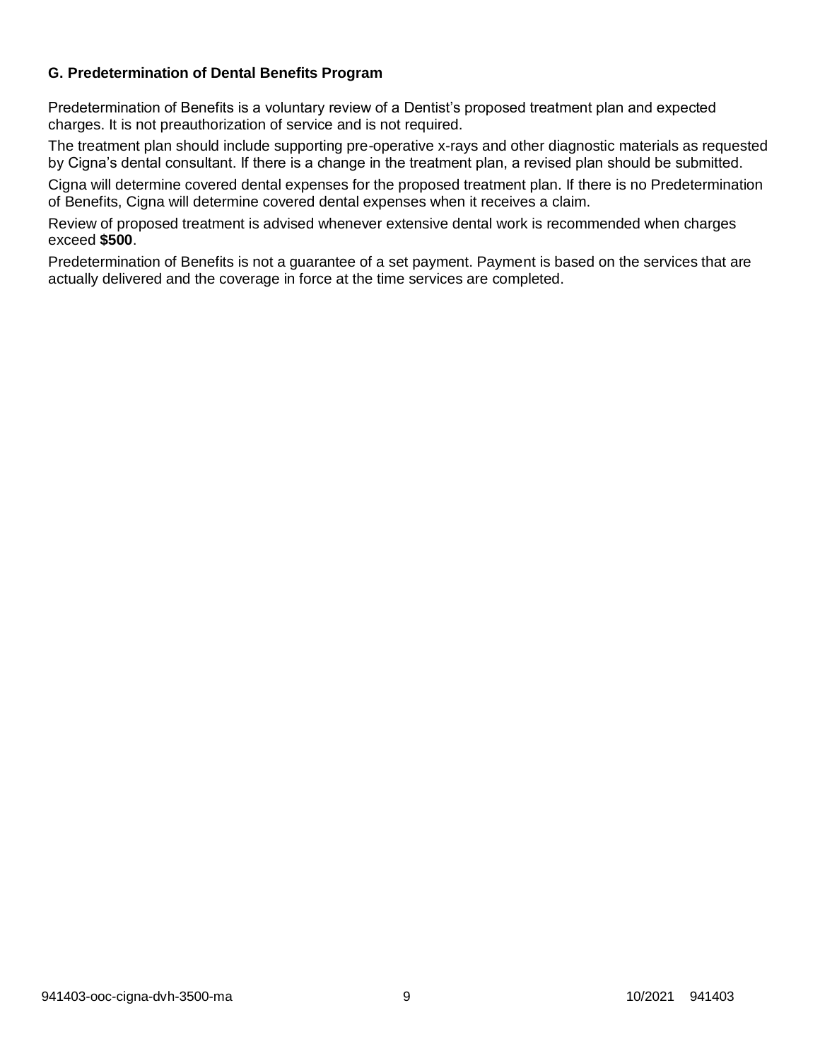### G. Predetermination of Dental Benefits Program

Predetermination of Benefits is a voluntary review of a Dentist's proposed treatment plan and expected charges. It is not preauthorization of service and is not required.

The treatment plan should include supporting pre-operative x-rays and other diagnostic materials as requested by Cigna's dental consultant. If there is a change in the treatment plan, a revised plan should be submitted.

Cigna will determine covered dental expenses for the proposed treatment plan. If there is no Predetermination of Benefits, Cigna will determine covered dental expenses when it receives a claim.

Review of proposed treatment is advised whenever extensive dental work is recommended when charges exceed **$500**.

Predetermination of Benefits is not a guarantee of a set payment. Payment is based on the services that are actually delivered and the coverage in force at the time services are completed.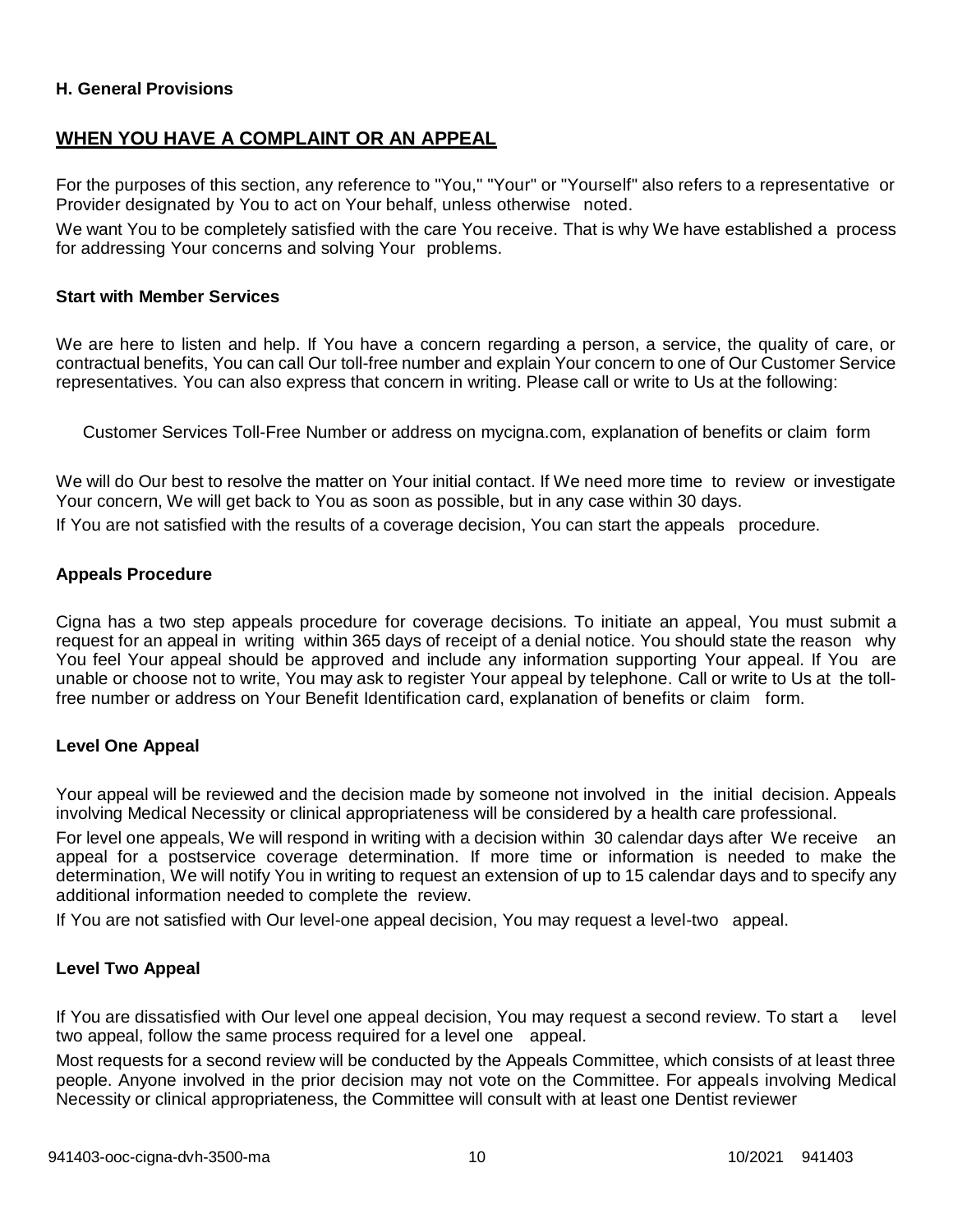### H. General Provisions

## WHEN YOU HAVE A COMPLAINT OR AN APPEAL

For the purposes of this section, any reference to "You," "Your" or "Yourself" also refers to a representative or Provider designated by You to act on Your behalf, unless otherwise noted.

We want You to be completely satisfied with the care You receive. That is why We have established a process for addressing Your concerns and solving Your problems.

### Start with Member Services

We are here to listen and help. If You have a concern regarding a person, a service, the quality of care, or contractual benefits, You can call Our toll-free number and explain Your concern to one of Our Customer Service representatives. You can also express that concern in writing. Please call or write to Us at the following:

Customer Services Toll-Free Number or address on mycigna.com, explanation of benefits or claim form

We will do Our best to resolve the matter on Your initial contact. If We need more time to review or investigate Your concern, We will get back to You as soon as possible, but in any case within 30 days.

If You are not satisfied with the results of a coverage decision, You can start the appeals procedure.

### Appeals Procedure

Cigna has a two step appeals procedure for coverage decisions. To initiate an appeal, You must submit a request for an appeal in writing within 365 days of receipt of a denial notice. You should state the reason why You feel Your appeal should be approved and include any information supporting Your appeal. If You are unable or choose not to write, You may ask to register Your appeal by telephone. Call or write to Us at the toll-free number or address on Your Benefit Identification card, explanation of benefits or claim form.

### Level One Appeal

Your appeal will be reviewed and the decision made by someone not involved in the initial decision. Appeals involving Medical Necessity or clinical appropriateness will be considered by a health care professional.

For level one appeals, We will respond in writing with a decision within 30 calendar days after We receive an appeal for a postservice coverage determination. If more time or information is needed to make the determination, We will notify You in writing to request an extension of up to 15 calendar days and to specify any additional information needed to complete the review.

If You are not satisfied with Our level-one appeal decision, You may request a level-two appeal.

### Level Two Appeal

If You are dissatisfied with Our level one appeal decision, You may request a second review. To start a level two appeal, follow the same process required for a level one appeal.

Most requests for a second review will be conducted by the Appeals Committee, which consists of at least three people. Anyone involved in the prior decision may not vote on the Committee. For appeals involving Medical Necessity or clinical appropriateness, the Committee will consult with at least one Dentist reviewer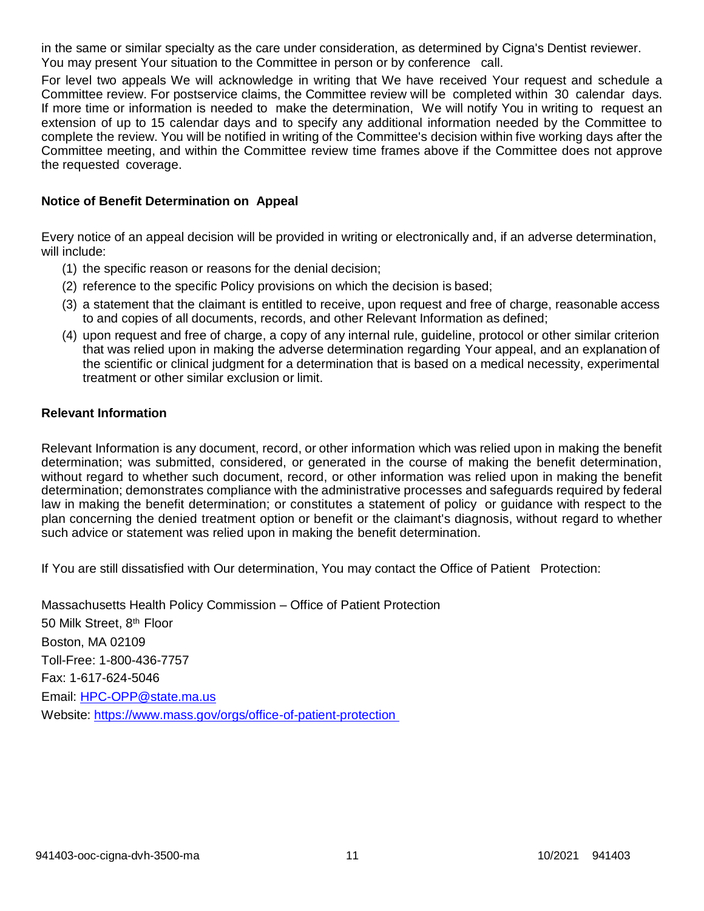in the same or similar specialty as the care under consideration, as determined by Cigna's Dentist reviewer. You may present Your situation to the Committee in person or by conference call.

For level two appeals We will acknowledge in writing that We have received Your request and schedule a Committee review. For postservice claims, the Committee review will be completed within 30 calendar days. If more time or information is needed to make the determination, We will notify You in writing to request an extension of up to 15 calendar days and to specify any additional information needed by the Committee to complete the review. You will be notified in writing of the Committee's decision within five working days after the Committee meeting, and within the Committee review time frames above if the Committee does not approve the requested coverage.

**Notice of Benefit Determination on Appeal**

Every notice of an appeal decision will be provided in writing or electronically and, if an adverse determination, will include:

(1) the specific reason or reasons for the denial decision;

(2) reference to the specific Policy provisions on which the decision is based;

(3) a statement that the claimant is entitled to receive, upon request and free of charge, reasonable access to and copies of all documents, records, and other Relevant Information as defined;

(4) upon request and free of charge, a copy of any internal rule, guideline, protocol or other similar criterion that was relied upon in making the adverse determination regarding Your appeal, and an explanation of the scientific or clinical judgment for a determination that is based on a medical necessity, experimental treatment or other similar exclusion or limit.

**Relevant Information**

Relevant Information is any document, record, or other information which was relied upon in making the benefit determination; was submitted, considered, or generated in the course of making the benefit determination, without regard to whether such document, record, or other information was relied upon in making the benefit determination; demonstrates compliance with the administrative processes and safeguards required by federal law in making the benefit determination; or constitutes a statement of policy or guidance with respect to the plan concerning the denied treatment option or benefit or the claimant's diagnosis, without regard to whether such advice or statement was relied upon in making the benefit determination.

If You are still dissatisfied with Our determination, You may contact the Office of Patient Protection:

Massachusetts Health Policy Commission – Office of Patient Protection
50 Milk Street, 8th Floor
Boston, MA 02109
Toll-Free: 1-800-436-7757
Fax: 1-617-624-5046
Email: HPC-OPP@state.ma.us
Website: https://www.mass.gov/orgs/office-of-patient-protection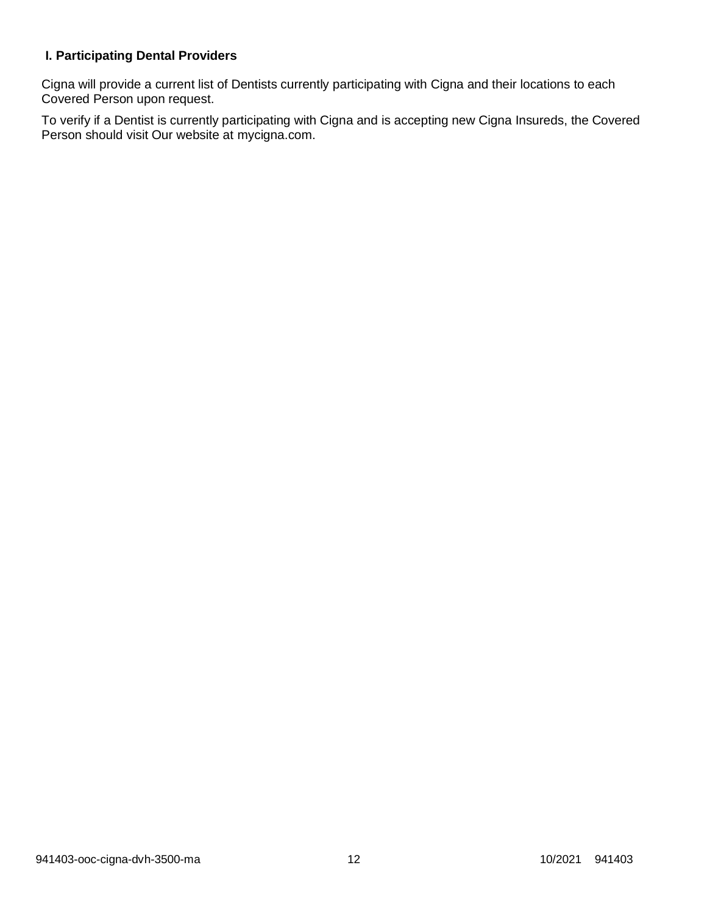### I. Participating Dental Providers

Cigna will provide a current list of Dentists currently participating with Cigna and their locations to each Covered Person upon request.

To verify if a Dentist is currently participating with Cigna and is accepting new Cigna Insureds, the Covered Person should visit Our website at mycigna.com.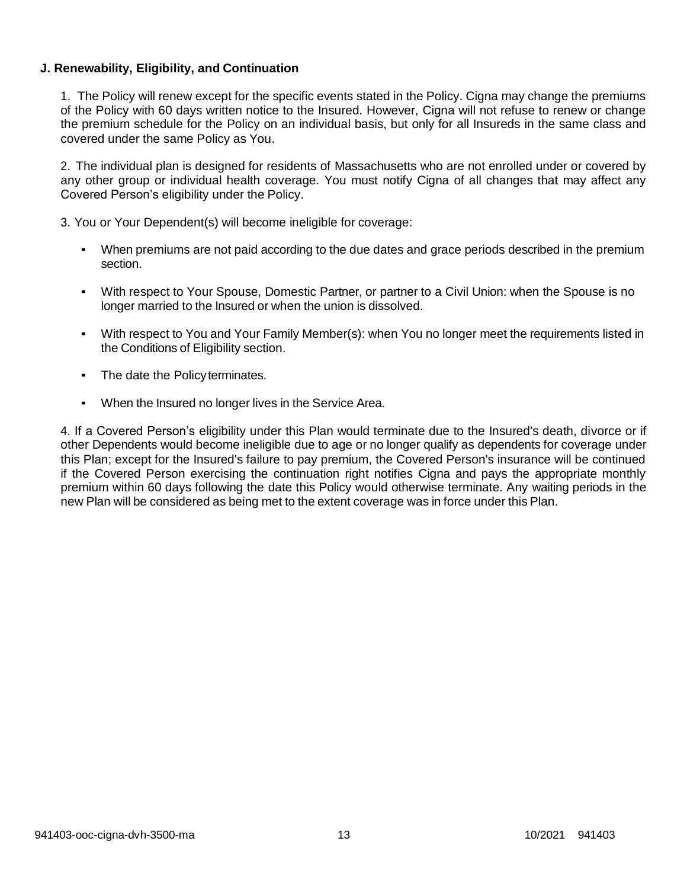### J. Renewability, Eligibility, and Continuation

1. The Policy will renew except for the specific events stated in the Policy. Cigna may change the premiums of the Policy with 60 days written notice to the Insured. However, Cigna will not refuse to renew or change the premium schedule for the Policy on an individual basis, but only for all Insureds in the same class and covered under the same Policy as You.

2. The individual plan is designed for residents of Massachusetts who are not enrolled under or covered by any other group or individual health coverage. You must notify Cigna of all changes that may affect any Covered Person's eligibility under the Policy.

3. You or Your Dependent(s) will become ineligible for coverage:

- When premiums are not paid according to the due dates and grace periods described in the premium section.
- With respect to Your Spouse, Domestic Partner, or partner to a Civil Union: when the Spouse is no longer married to the Insured or when the union is dissolved.
- With respect to You and Your Family Member(s): when You no longer meet the requirements listed in the Conditions of Eligibility section.
- The date the Policy terminates.
- When the Insured no longer lives in the Service Area.

4. If a Covered Person's eligibility under this Plan would terminate due to the Insured's death, divorce or if other Dependents would become ineligible due to age or no longer qualify as dependents for coverage under this Plan; except for the Insured's failure to pay premium, the Covered Person's insurance will be continued if the Covered Person exercising the continuation right notifies Cigna and pays the appropriate monthly premium within 60 days following the date this Policy would otherwise terminate. Any waiting periods in the new Plan will be considered as being met to the extent coverage was in force under this Plan.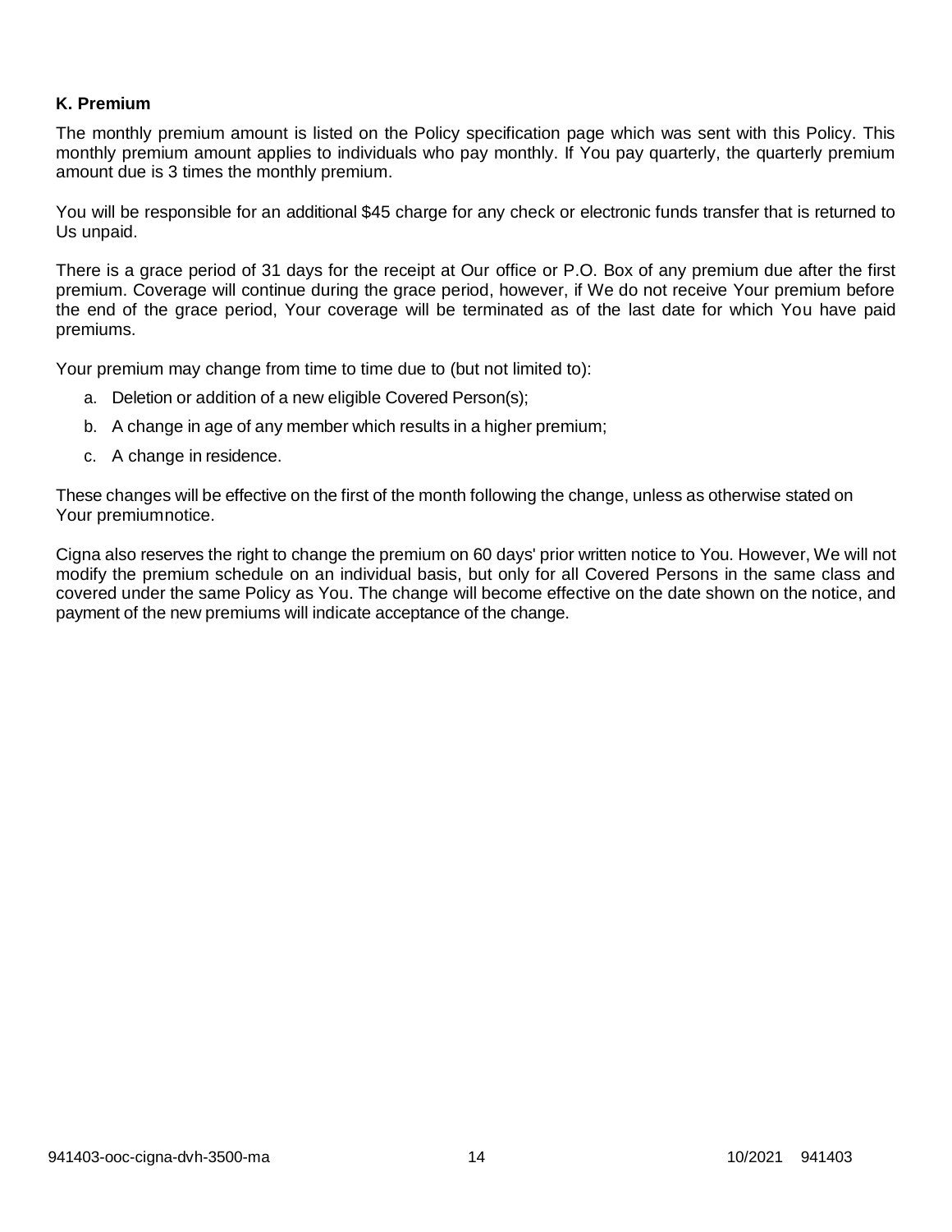**K. Premium**

The monthly premium amount is listed on the Policy specification page which was sent with this Policy. This monthly premium amount applies to individuals who pay monthly. If You pay quarterly, the quarterly premium amount due is 3 times the monthly premium.

You will be responsible for an additional $45 charge for any check or electronic funds transfer that is returned to Us unpaid.

There is a grace period of 31 days for the receipt at Our office or P.O. Box of any premium due after the first premium. Coverage will continue during the grace period, however, if We do not receive Your premium before the end of the grace period, Your coverage will be terminated as of the last date for which You have paid premiums.

Your premium may change from time to time due to (but not limited to):

a. Deletion or addition of a new eligible Covered Person(s);
b. A change in age of any member which results in a higher premium;
c. A change in residence.

These changes will be effective on the first of the month following the change, unless as otherwise stated on Your premiumnotice.

Cigna also reserves the right to change the premium on 60 days' prior written notice to You. However, We will not modify the premium schedule on an individual basis, but only for all Covered Persons in the same class and covered under the same Policy as You. The change will become effective on the date shown on the notice, and payment of the new premiums will indicate acceptance of the change.